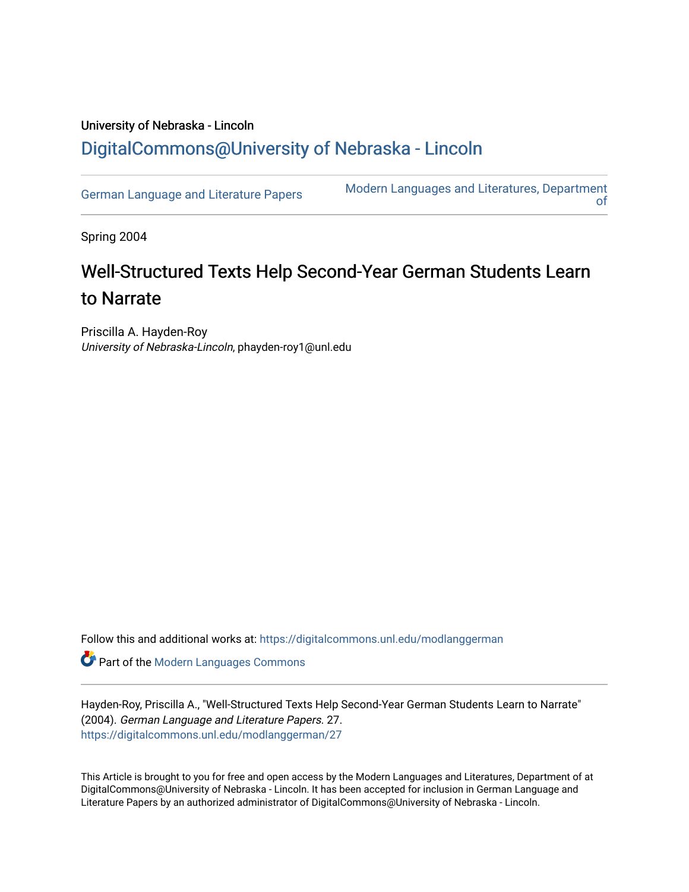University of Nebraska - Lincoln

DigitalCommons@University of Nebraska - Lincoln

German Language and Literature Papers

Modern Languages and Literatures, Department of

Spring 2004

# Well-Structured Texts Help Second-Year German Students Learn to Narrate

Priscilla A. Hayden-Roy
*University of Nebraska-Lincoln*, phayden-roy1@unl.edu

Follow this and additional works at: https://digitalcommons.unl.edu/modlanggerman

Part of the Modern Languages Commons

Hayden-Roy, Priscilla A., "Well-Structured Texts Help Second-Year German Students Learn to Narrate" (2004). *German Language and Literature Papers*. 27.
https://digitalcommons.unl.edu/modlanggerman/27

This Article is brought to you for free and open access by the Modern Languages and Literatures, Department of at DigitalCommons@University of Nebraska - Lincoln. It has been accepted for inclusion in German Language and Literature Papers by an authorized administrator of DigitalCommons@University of Nebraska - Lincoln.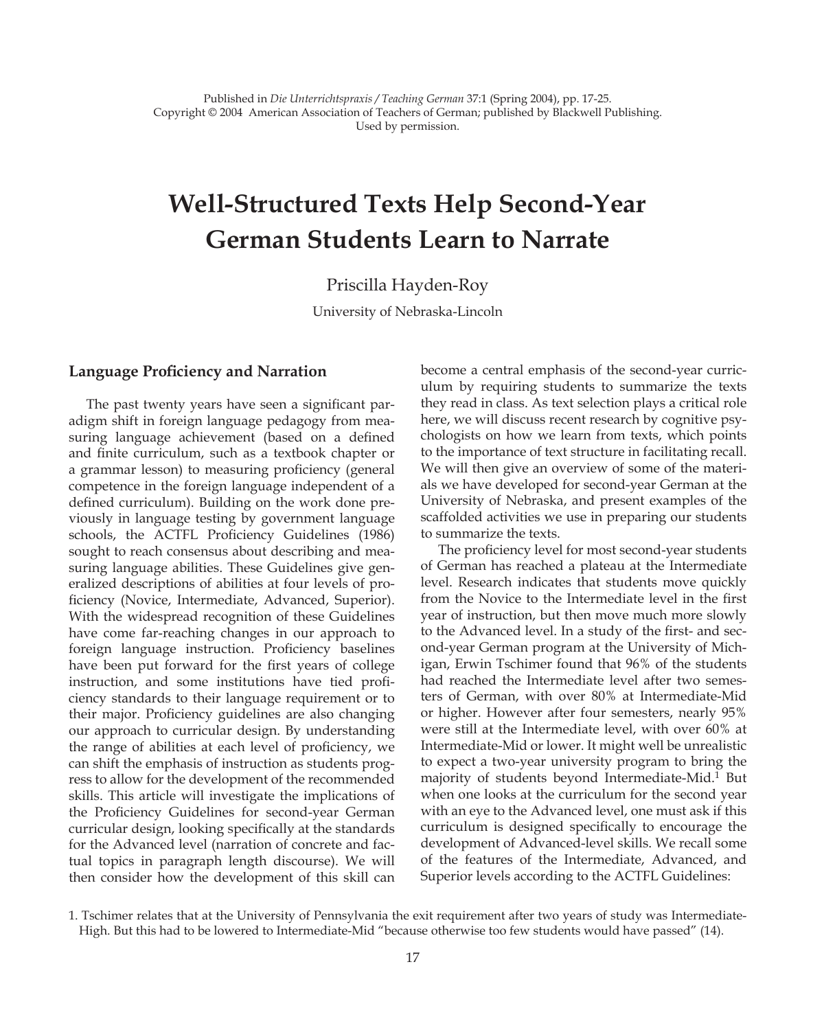Published in *Die Unterrichtspraxis / Teaching German* 37:1 (Spring 2004), pp. 17-25.
Copyright © 2004 American Association of Teachers of German; published by Blackwell Publishing.
Used by permission.

# Well-Structured Texts Help Second-Year German Students Learn to Narrate

Priscilla Hayden-Roy

University of Nebraska-Lincoln

## Language Proficiency and Narration

The past twenty years have seen a significant paradigm shift in foreign language pedagogy from measuring language achievement (based on a defined and finite curriculum, such as a textbook chapter or a grammar lesson) to measuring proficiency (general competence in the foreign language independent of a defined curriculum). Building on the work done previously in language testing by government language schools, the ACTFL Proficiency Guidelines (1986) sought to reach consensus about describing and measuring language abilities. These Guidelines give generalized descriptions of abilities at four levels of proficiency (Novice, Intermediate, Advanced, Superior). With the widespread recognition of these Guidelines have come far-reaching changes in our approach to foreign language instruction. Proficiency baselines have been put forward for the first years of college instruction, and some institutions have tied proficiency standards to their language requirement or to their major. Proficiency guidelines are also changing our approach to curricular design. By understanding the range of abilities at each level of proficiency, we can shift the emphasis of instruction as students progress to allow for the development of the recommended skills. This article will investigate the implications of the Proficiency Guidelines for second-year German curricular design, looking specifically at the standards for the Advanced level (narration of concrete and factual topics in paragraph length discourse). We will then consider how the development of this skill can become a central emphasis of the second-year curriculum by requiring students to summarize the texts they read in class. As text selection plays a critical role here, we will discuss recent research by cognitive psychologists on how we learn from texts, which points to the importance of text structure in facilitating recall. We will then give an overview of some of the materials we have developed for second-year German at the University of Nebraska, and present examples of the scaffolded activities we use in preparing our students to summarize the texts.

The proficiency level for most second-year students of German has reached a plateau at the Intermediate level. Research indicates that students move quickly from the Novice to the Intermediate level in the first year of instruction, but then move much more slowly to the Advanced level. In a study of the first- and second-year German program at the University of Michigan, Erwin Tschimer found that 96% of the students had reached the Intermediate level after two semesters of German, with over 80% at Intermediate-Mid or higher. However after four semesters, nearly 95% were still at the Intermediate level, with over 60% at Intermediate-Mid or lower. It might well be unrealistic to expect a two-year university program to bring the majority of students beyond Intermediate-Mid.[1] But when one looks at the curriculum for the second year with an eye to the Advanced level, one must ask if this curriculum is designed specifically to encourage the development of Advanced-level skills. We recall some of the features of the Intermediate, Advanced, and Superior levels according to the ACTFL Guidelines:

1. Tschimer relates that at the University of Pennsylvania the exit requirement after two years of study was Intermediate-High. But this had to be lowered to Intermediate-Mid "because otherwise too few students would have passed" (14).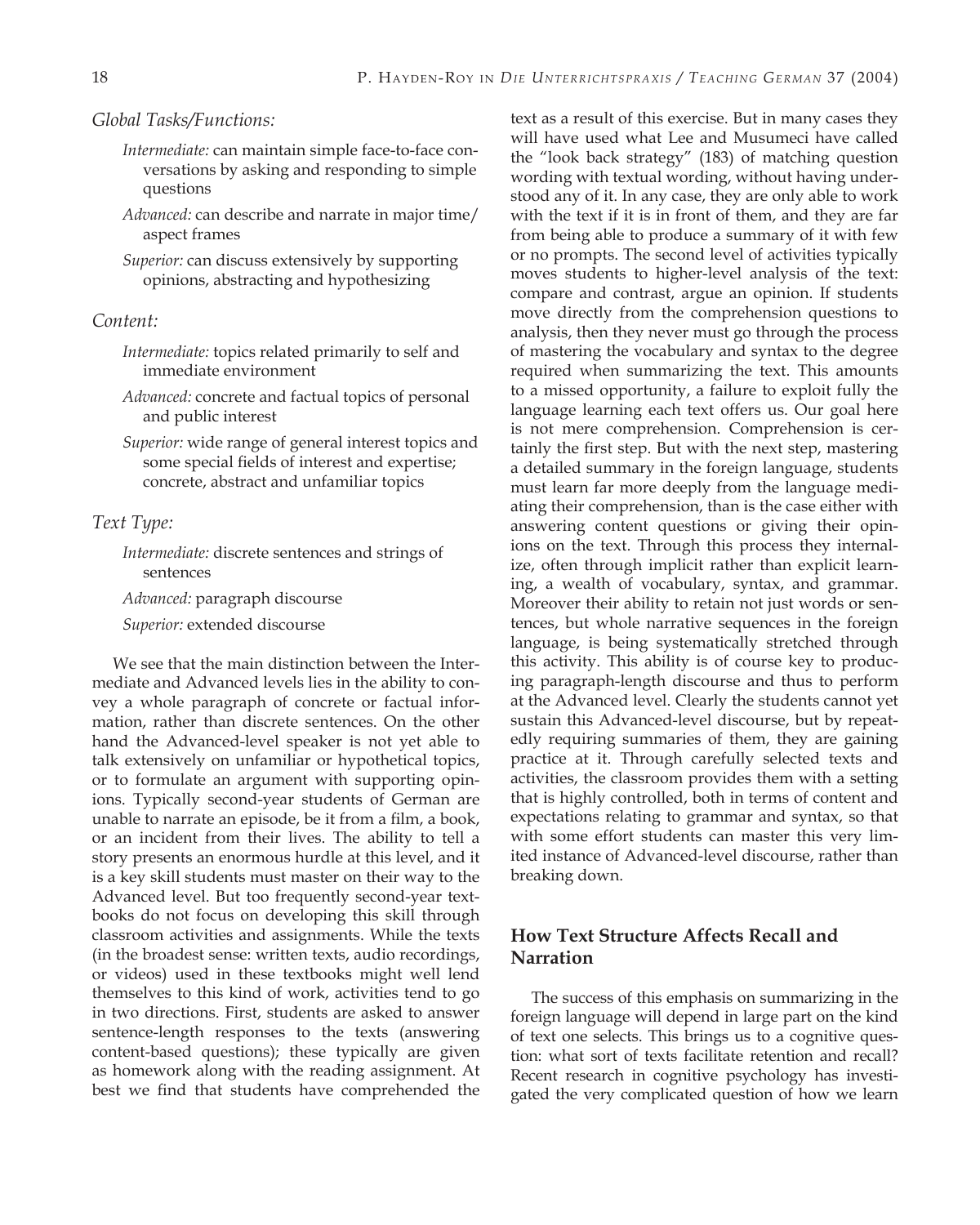*Global Tasks/Functions:*

*Intermediate:* can maintain simple face-to-face conversations by asking and responding to simple questions

*Advanced:* can describe and narrate in major time/aspect frames

*Superior:* can discuss extensively by supporting opinions, abstracting and hypothesizing

*Content:*

*Intermediate:* topics related primarily to self and immediate environment

*Advanced:* concrete and factual topics of personal and public interest

*Superior:* wide range of general interest topics and some special fields of interest and expertise; concrete, abstract and unfamiliar topics

*Text Type:*

*Intermediate:* discrete sentences and strings of sentences

*Advanced:* paragraph discourse

*Superior:* extended discourse

We see that the main distinction between the Intermediate and Advanced levels lies in the ability to convey a whole paragraph of concrete or factual information, rather than discrete sentences. On the other hand the Advanced-level speaker is not yet able to talk extensively on unfamiliar or hypothetical topics, or to formulate an argument with supporting opinions. Typically second-year students of German are unable to narrate an episode, be it from a film, a book, or an incident from their lives. The ability to tell a story presents an enormous hurdle at this level, and it is a key skill students must master on their way to the Advanced level. But too frequently second-year textbooks do not focus on developing this skill through classroom activities and assignments. While the texts (in the broadest sense: written texts, audio recordings, or videos) used in these textbooks might well lend themselves to this kind of work, activities tend to go in two directions. First, students are asked to answer sentence-length responses to the texts (answering content-based questions); these typically are given as homework along with the reading assignment. At best we find that students have comprehended the text as a result of this exercise. But in many cases they will have used what Lee and Musumeci have called the "look back strategy" (183) of matching question wording with textual wording, without having understood any of it. In any case, they are only able to work with the text if it is in front of them, and they are far from being able to produce a summary of it with few or no prompts. The second level of activities typically moves students to higher-level analysis of the text: compare and contrast, argue an opinion. If students move directly from the comprehension questions to analysis, then they never must go through the process of mastering the vocabulary and syntax to the degree required when summarizing the text. This amounts to a missed opportunity, a failure to exploit fully the language learning each text offers us. Our goal here is not mere comprehension. Comprehension is certainly the first step. But with the next step, mastering a detailed summary in the foreign language, students must learn far more deeply from the language mediating their comprehension, than is the case either with answering content questions or giving their opinions on the text. Through this process they internalize, often through implicit rather than explicit learning, a wealth of vocabulary, syntax, and grammar. Moreover their ability to retain not just words or sentences, but whole narrative sequences in the foreign language, is being systematically stretched through this activity. This ability is of course key to producing paragraph-length discourse and thus to perform at the Advanced level. Clearly the students cannot yet sustain this Advanced-level discourse, but by repeatedly requiring summaries of them, they are gaining practice at it. Through carefully selected texts and activities, the classroom provides them with a setting that is highly controlled, both in terms of content and expectations relating to grammar and syntax, so that with some effort students can master this very limited instance of Advanced-level discourse, rather than breaking down.

## How Text Structure Affects Recall and Narration

The success of this emphasis on summarizing in the foreign language will depend in large part on the kind of text one selects. This brings us to a cognitive question: what sort of texts facilitate retention and recall? Recent research in cognitive psychology has investigated the very complicated question of how we learn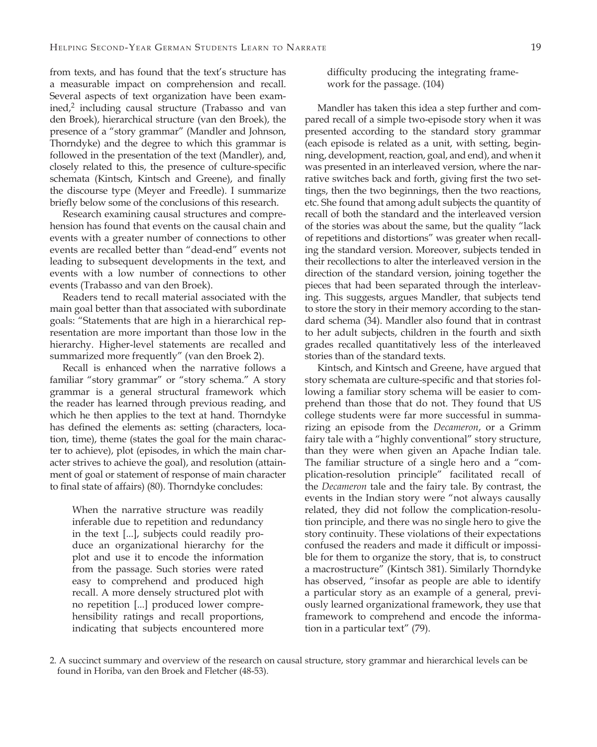from texts, and has found that the text's structure has a measurable impact on comprehension and recall. Several aspects of text organization have been examined,[2] including causal structure (Trabasso and van den Broek), hierarchical structure (van den Broek), the presence of a "story grammar" (Mandler and Johnson, Thorndyke) and the degree to which this grammar is followed in the presentation of the text (Mandler), and, closely related to this, the presence of culture-specific schemata (Kintsch, Kintsch and Greene), and finally the discourse type (Meyer and Freedle). I summarize briefly below some of the conclusions of this research.

Research examining causal structures and comprehension has found that events on the causal chain and events with a greater number of connections to other events are recalled better than "dead-end" events not leading to subsequent developments in the text, and events with a low number of connections to other events (Trabasso and van den Broek).

Readers tend to recall material associated with the main goal better than that associated with subordinate goals: "Statements that are high in a hierarchical representation are more important than those low in the hierarchy. Higher-level statements are recalled and summarized more frequently" (van den Broek 2).

Recall is enhanced when the narrative follows a familiar "story grammar" or "story schema." A story grammar is a general structural framework which the reader has learned through previous reading, and which he then applies to the text at hand. Thorndyke has defined the elements as: setting (characters, location, time), theme (states the goal for the main character to achieve), plot (episodes, in which the main character strives to achieve the goal), and resolution (attainment of goal or statement of response of main character to final state of affairs) (80). Thorndyke concludes:

> When the narrative structure was readily inferable due to repetition and redundancy in the text [...], subjects could readily produce an organizational hierarchy for the plot and use it to encode the information from the passage. Such stories were rated easy to comprehend and produced high recall. A more densely structured plot with no repetition [...] produced lower comprehensibility ratings and recall proportions, indicating that subjects encountered more difficulty producing the integrating framework for the passage. (104)

Mandler has taken this idea a step further and compared recall of a simple two-episode story when it was presented according to the standard story grammar (each episode is related as a unit, with setting, beginning, development, reaction, goal, and end), and when it was presented in an interleaved version, where the narrative switches back and forth, giving first the two settings, then the two beginnings, then the two reactions, etc. She found that among adult subjects the quantity of recall of both the standard and the interleaved version of the stories was about the same, but the quality "lack of repetitions and distortions" was greater when recalling the standard version. Moreover, subjects tended in their recollections to alter the interleaved version in the direction of the standard version, joining together the pieces that had been separated through the interleaving. This suggests, argues Mandler, that subjects tend to store the story in their memory according to the standard schema (34). Mandler also found that in contrast to her adult subjects, children in the fourth and sixth grades recalled quantitatively less of the interleaved stories than of the standard texts.

Kintsch, and Kintsch and Greene, have argued that story schemata are culture-specific and that stories following a familiar story schema will be easier to comprehend than those that do not. They found that US college students were far more successful in summarizing an episode from the *Decameron*, or a Grimm fairy tale with a "highly conventional" story structure, than they were when given an Apache Indian tale. The familiar structure of a single hero and a "complication-resolution principle" facilitated recall of the *Decameron* tale and the fairy tale. By contrast, the events in the Indian story were "not always causally related, they did not follow the complication-resolution principle, and there was no single hero to give the story continuity. These violations of their expectations confused the readers and made it difficult or impossible for them to organize the story, that is, to construct a macrostructure" (Kintsch 381). Similarly Thorndyke has observed, "insofar as people are able to identify a particular story as an example of a general, previously learned organizational framework, they use that framework to comprehend and encode the information in a particular text" (79).

2. A succinct summary and overview of the research on causal structure, story grammar and hierarchical levels can be found in Horiba, van den Broek and Fletcher (48-53).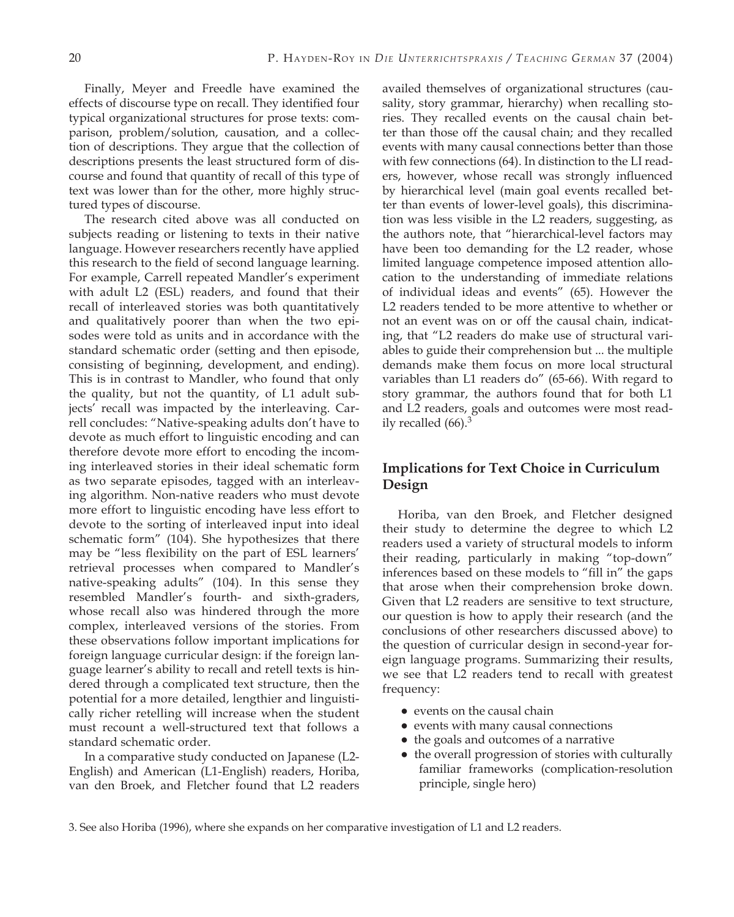Finally, Meyer and Freedle have examined the effects of discourse type on recall. They identified four typical organizational structures for prose texts: comparison, problem/solution, causation, and a collection of descriptions. They argue that the collection of descriptions presents the least structured form of discourse and found that quantity of recall of this type of text was lower than for the other, more highly structured types of discourse.

The research cited above was all conducted on subjects reading or listening to texts in their native language. However researchers recently have applied this research to the field of second language learning. For example, Carrell repeated Mandler's experiment with adult L2 (ESL) readers, and found that their recall of interleaved stories was both quantitatively and qualitatively poorer than when the two episodes were told as units and in accordance with the standard schematic order (setting and then episode, consisting of beginning, development, and ending). This is in contrast to Mandler, who found that only the quality, but not the quantity, of L1 adult subjects' recall was impacted by the interleaving. Carrell concludes: "Native-speaking adults don't have to devote as much effort to linguistic encoding and can therefore devote more effort to encoding the incoming interleaved stories in their ideal schematic form as two separate episodes, tagged with an interleaving algorithm. Non-native readers who must devote more effort to linguistic encoding have less effort to devote to the sorting of interleaved input into ideal schematic form" (104). She hypothesizes that there may be "less flexibility on the part of ESL learners' retrieval processes when compared to Mandler's native-speaking adults" (104). In this sense they resembled Mandler's fourth- and sixth-graders, whose recall also was hindered through the more complex, interleaved versions of the stories. From these observations follow important implications for foreign language curricular design: if the foreign language learner's ability to recall and retell texts is hindered through a complicated text structure, then the potential for a more detailed, lengthier and linguistically richer retelling will increase when the student must recount a well-structured text that follows a standard schematic order.

In a comparative study conducted on Japanese (L2-English) and American (L1-English) readers, Horiba, van den Broek, and Fletcher found that L2 readers availed themselves of organizational structures (causality, story grammar, hierarchy) when recalling stories. They recalled events on the causal chain better than those off the causal chain; and they recalled events with many causal connections better than those with few connections (64). In distinction to the LI readers, however, whose recall was strongly influenced by hierarchical level (main goal events recalled better than events of lower-level goals), this discrimination was less visible in the L2 readers, suggesting, as the authors note, that "hierarchical-level factors may have been too demanding for the L2 reader, whose limited language competence imposed attention allocation to the understanding of immediate relations of individual ideas and events" (65). However the L2 readers tended to be more attentive to whether or not an event was on or off the causal chain, indicating, that "L2 readers do make use of structural variables to guide their comprehension but ... the multiple demands make them focus on more local structural variables than L1 readers do" (65-66). With regard to story grammar, the authors found that for both L1 and L2 readers, goals and outcomes were most readily recalled (66).[3]

## Implications for Text Choice in Curriculum Design

Horiba, van den Broek, and Fletcher designed their study to determine the degree to which L2 readers used a variety of structural models to inform their reading, particularly in making "top-down" inferences based on these models to "fill in" the gaps that arose when their comprehension broke down. Given that L2 readers are sensitive to text structure, our question is how to apply their research (and the conclusions of other researchers discussed above) to the question of curricular design in second-year foreign language programs. Summarizing their results, we see that L2 readers tend to recall with greatest frequency:

- events on the causal chain
- events with many causal connections
- the goals and outcomes of a narrative
- the overall progression of stories with culturally familiar frameworks (complication-resolution principle, single hero)

3. See also Horiba (1996), where she expands on her comparative investigation of L1 and L2 readers.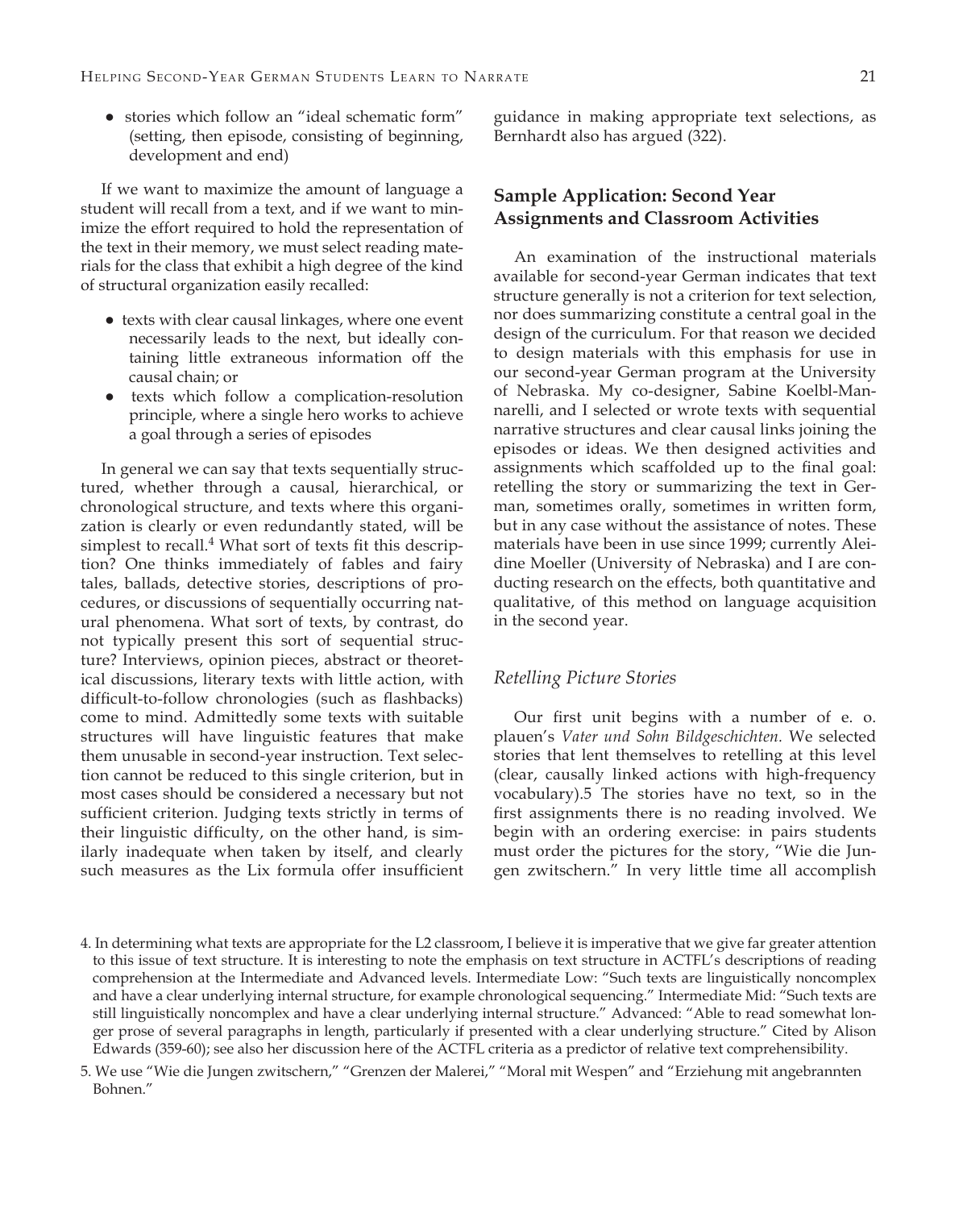- stories which follow an "ideal schematic form" (setting, then episode, consisting of beginning, development and end)

If we want to maximize the amount of language a student will recall from a text, and if we want to minimize the effort required to hold the representation of the text in their memory, we must select reading materials for the class that exhibit a high degree of the kind of structural organization easily recalled:

- texts with clear causal linkages, where one event necessarily leads to the next, but ideally containing little extraneous information off the causal chain; or
- texts which follow a complication-resolution principle, where a single hero works to achieve a goal through a series of episodes

In general we can say that texts sequentially structured, whether through a causal, hierarchical, or chronological structure, and texts where this organization is clearly or even redundantly stated, will be simplest to recall.[4] What sort of texts fit this description? One thinks immediately of fables and fairy tales, ballads, detective stories, descriptions of procedures, or discussions of sequentially occurring natural phenomena. What sort of texts, by contrast, do not typically present this sort of sequential structure? Interviews, opinion pieces, abstract or theoretical discussions, literary texts with little action, with difficult-to-follow chronologies (such as flashbacks) come to mind. Admittedly some texts with suitable structures will have linguistic features that make them unusable in second-year instruction. Text selection cannot be reduced to this single criterion, but in most cases should be considered a necessary but not sufficient criterion. Judging texts strictly in terms of their linguistic difficulty, on the other hand, is similarly inadequate when taken by itself, and clearly such measures as the Lix formula offer insufficient guidance in making appropriate text selections, as Bernhardt also has argued (322).

## Sample Application: Second Year Assignments and Classroom Activities

An examination of the instructional materials available for second-year German indicates that text structure generally is not a criterion for text selection, nor does summarizing constitute a central goal in the design of the curriculum. For that reason we decided to design materials with this emphasis for use in our second-year German program at the University of Nebraska. My co-designer, Sabine Koelbl-Mannarelli, and I selected or wrote texts with sequential narrative structures and clear causal links joining the episodes or ideas. We then designed activities and assignments which scaffolded up to the final goal: retelling the story or summarizing the text in German, sometimes orally, sometimes in written form, but in any case without the assistance of notes. These materials have been in use since 1999; currently Aleidine Moeller (University of Nebraska) and I are conducting research on the effects, both quantitative and qualitative, of this method on language acquisition in the second year.

### *Retelling Picture Stories*

Our first unit begins with a number of e. o. plauen's *Vater und Sohn Bildgeschichten*. We selected stories that lent themselves to retelling at this level (clear, causally linked actions with high-frequency vocabulary).5 The stories have no text, so in the first assignments there is no reading involved. We begin with an ordering exercise: in pairs students must order the pictures for the story, "Wie die Jungen zwitschern." In very little time all accomplish

4. In determining what texts are appropriate for the L2 classroom, I believe it is imperative that we give far greater attention to this issue of text structure. It is interesting to note the emphasis on text structure in ACTFL's descriptions of reading comprehension at the Intermediate and Advanced levels. Intermediate Low: "Such texts are linguistically noncomplex and have a clear underlying internal structure, for example chronological sequencing." Intermediate Mid: "Such texts are still linguistically noncomplex and have a clear underlying internal structure." Advanced: "Able to read somewhat longer prose of several paragraphs in length, particularly if presented with a clear underlying structure." Cited by Alison Edwards (359-60); see also her discussion here of the ACTFL criteria as a predictor of relative text comprehensibility.

5. We use "Wie die Jungen zwitschern," "Grenzen der Malerei," "Moral mit Wespen" and "Erziehung mit angebrannten Bohnen."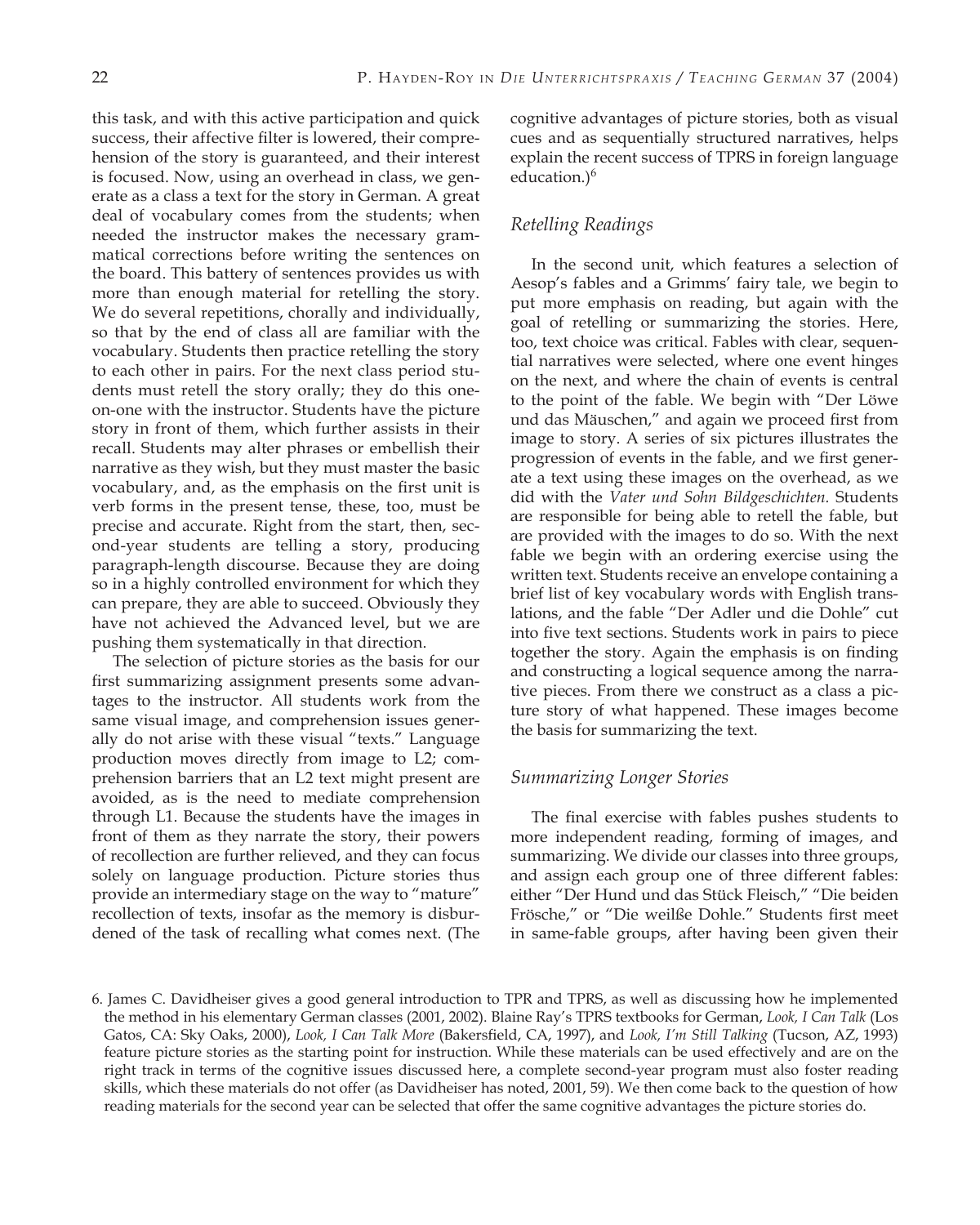this task, and with this active participation and quick success, their affective filter is lowered, their comprehension of the story is guaranteed, and their interest is focused. Now, using an overhead in class, we generate as a class a text for the story in German. A great deal of vocabulary comes from the students; when needed the instructor makes the necessary grammatical corrections before writing the sentences on the board. This battery of sentences provides us with more than enough material for retelling the story. We do several repetitions, chorally and individually, so that by the end of class all are familiar with the vocabulary. Students then practice retelling the story to each other in pairs. For the next class period students must retell the story orally; they do this one-on-one with the instructor. Students have the picture story in front of them, which further assists in their recall. Students may alter phrases or embellish their narrative as they wish, but they must master the basic vocabulary, and, as the emphasis on the first unit is verb forms in the present tense, these, too, must be precise and accurate. Right from the start, then, second-year students are telling a story, producing paragraph-length discourse. Because they are doing so in a highly controlled environment for which they can prepare, they are able to succeed. Obviously they have not achieved the Advanced level, but we are pushing them systematically in that direction.

The selection of picture stories as the basis for our first summarizing assignment presents some advantages to the instructor. All students work from the same visual image, and comprehension issues generally do not arise with these visual "texts." Language production moves directly from image to L2; comprehension barriers that an L2 text might present are avoided, as is the need to mediate comprehension through L1. Because the students have the images in front of them as they narrate the story, their powers of recollection are further relieved, and they can focus solely on language production. Picture stories thus provide an intermediary stage on the way to "mature" recollection of texts, insofar as the memory is disburdened of the task of recalling what comes next. (The cognitive advantages of picture stories, both as visual cues and as sequentially structured narratives, helps explain the recent success of TPRS in foreign language education.)[6]

### *Retelling Readings*

In the second unit, which features a selection of Aesop's fables and a Grimms' fairy tale, we begin to put more emphasis on reading, but again with the goal of retelling or summarizing the stories. Here, too, text choice was critical. Fables with clear, sequential narratives were selected, where one event hinges on the next, and where the chain of events is central to the point of the fable. We begin with "Der Löwe und das Mäuschen," and again we proceed first from image to story. A series of six pictures illustrates the progression of events in the fable, and we first generate a text using these images on the overhead, as we did with the *Vater und Sohn Bildgeschichten.* Students are responsible for being able to retell the fable, but are provided with the images to do so. With the next fable we begin with an ordering exercise using the written text. Students receive an envelope containing a brief list of key vocabulary words with English translations, and the fable "Der Adler und die Dohle" cut into five text sections. Students work in pairs to piece together the story. Again the emphasis is on finding and constructing a logical sequence among the narrative pieces. From there we construct as a class a picture story of what happened. These images become the basis for summarizing the text.

### *Summarizing Longer Stories*

The final exercise with fables pushes students to more independent reading, forming of images, and summarizing. We divide our classes into three groups, and assign each group one of three different fables: either "Der Hund und das Stück Fleisch," "Die beiden Frösche," or "Die weißße Dohle." Students first meet in same-fable groups, after having been given their

6. James C. Davidheiser gives a good general introduction to TPR and TPRS, as well as discussing how he implemented the method in his elementary German classes (2001, 2002). Blaine Ray's TPRS textbooks for German, *Look, I Can Talk* (Los Gatos, CA: Sky Oaks, 2000), *Look, I Can Talk More* (Bakersfield, CA, 1997), and *Look, I'm Still Talking* (Tucson, AZ, 1993) feature picture stories as the starting point for instruction. While these materials can be used effectively and are on the right track in terms of the cognitive issues discussed here, a complete second-year program must also foster reading skills, which these materials do not offer (as Davidheiser has noted, 2001, 59). We then come back to the question of how reading materials for the second year can be selected that offer the same cognitive advantages the picture stories do.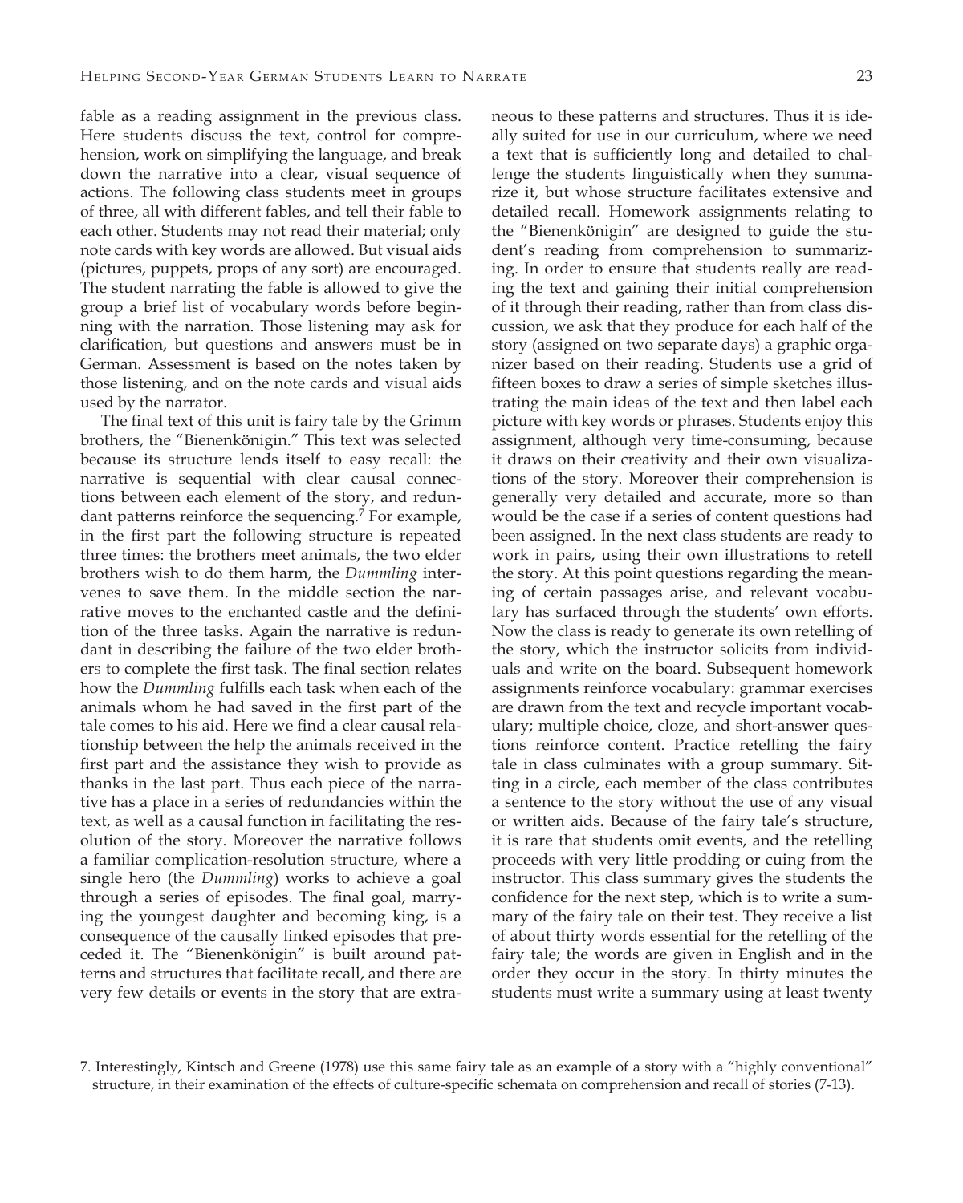fable as a reading assignment in the previous class. Here students discuss the text, control for comprehension, work on simplifying the language, and break down the narrative into a clear, visual sequence of actions. The following class students meet in groups of three, all with different fables, and tell their fable to each other. Students may not read their material; only note cards with key words are allowed. But visual aids (pictures, puppets, props of any sort) are encouraged. The student narrating the fable is allowed to give the group a brief list of vocabulary words before beginning with the narration. Those listening may ask for clarification, but questions and answers must be in German. Assessment is based on the notes taken by those listening, and on the note cards and visual aids used by the narrator.

The final text of this unit is fairy tale by the Grimm brothers, the "Bienenkönigin." This text was selected because its structure lends itself to easy recall: the narrative is sequential with clear causal connections between each element of the story, and redundant patterns reinforce the sequencing.[7] For example, in the first part the following structure is repeated three times: the brothers meet animals, the two elder brothers wish to do them harm, the *Dummling* intervenes to save them. In the middle section the narrative moves to the enchanted castle and the definition of the three tasks. Again the narrative is redundant in describing the failure of the two elder brothers to complete the first task. The final section relates how the *Dummling* fulfills each task when each of the animals whom he had saved in the first part of the tale comes to his aid. Here we find a clear causal relationship between the help the animals received in the first part and the assistance they wish to provide as thanks in the last part. Thus each piece of the narrative has a place in a series of redundancies within the text, as well as a causal function in facilitating the resolution of the story. Moreover the narrative follows a familiar complication-resolution structure, where a single hero (the *Dummling*) works to achieve a goal through a series of episodes. The final goal, marrying the youngest daughter and becoming king, is a consequence of the causally linked episodes that preceded it. The "Bienenkönigin" is built around patterns and structures that facilitate recall, and there are very few details or events in the story that are extraneous to these patterns and structures. Thus it is ideally suited for use in our curriculum, where we need a text that is sufficiently long and detailed to challenge the students linguistically when they summarize it, but whose structure facilitates extensive and detailed recall. Homework assignments relating to the "Bienenkönigin" are designed to guide the student's reading from comprehension to summarizing. In order to ensure that students really are reading the text and gaining their initial comprehension of it through their reading, rather than from class discussion, we ask that they produce for each half of the story (assigned on two separate days) a graphic organizer based on their reading. Students use a grid of fifteen boxes to draw a series of simple sketches illustrating the main ideas of the text and then label each picture with key words or phrases. Students enjoy this assignment, although very time-consuming, because it draws on their creativity and their own visualizations of the story. Moreover their comprehension is generally very detailed and accurate, more so than would be the case if a series of content questions had been assigned. In the next class students are ready to work in pairs, using their own illustrations to retell the story. At this point questions regarding the meaning of certain passages arise, and relevant vocabulary has surfaced through the students' own efforts. Now the class is ready to generate its own retelling of the story, which the instructor solicits from individuals and write on the board. Subsequent homework assignments reinforce vocabulary: grammar exercises are drawn from the text and recycle important vocabulary; multiple choice, cloze, and short-answer questions reinforce content. Practice retelling the fairy tale in class culminates with a group summary. Sitting in a circle, each member of the class contributes a sentence to the story without the use of any visual or written aids. Because of the fairy tale's structure, it is rare that students omit events, and the retelling proceeds with very little prodding or cuing from the instructor. This class summary gives the students the confidence for the next step, which is to write a summary of the fairy tale on their test. They receive a list of about thirty words essential for the retelling of the fairy tale; the words are given in English and in the order they occur in the story. In thirty minutes the students must write a summary using at least twenty

7. Interestingly, Kintsch and Greene (1978) use this same fairy tale as an example of a story with a "highly conventional" structure, in their examination of the effects of culture-specific schemata on comprehension and recall of stories (7-13).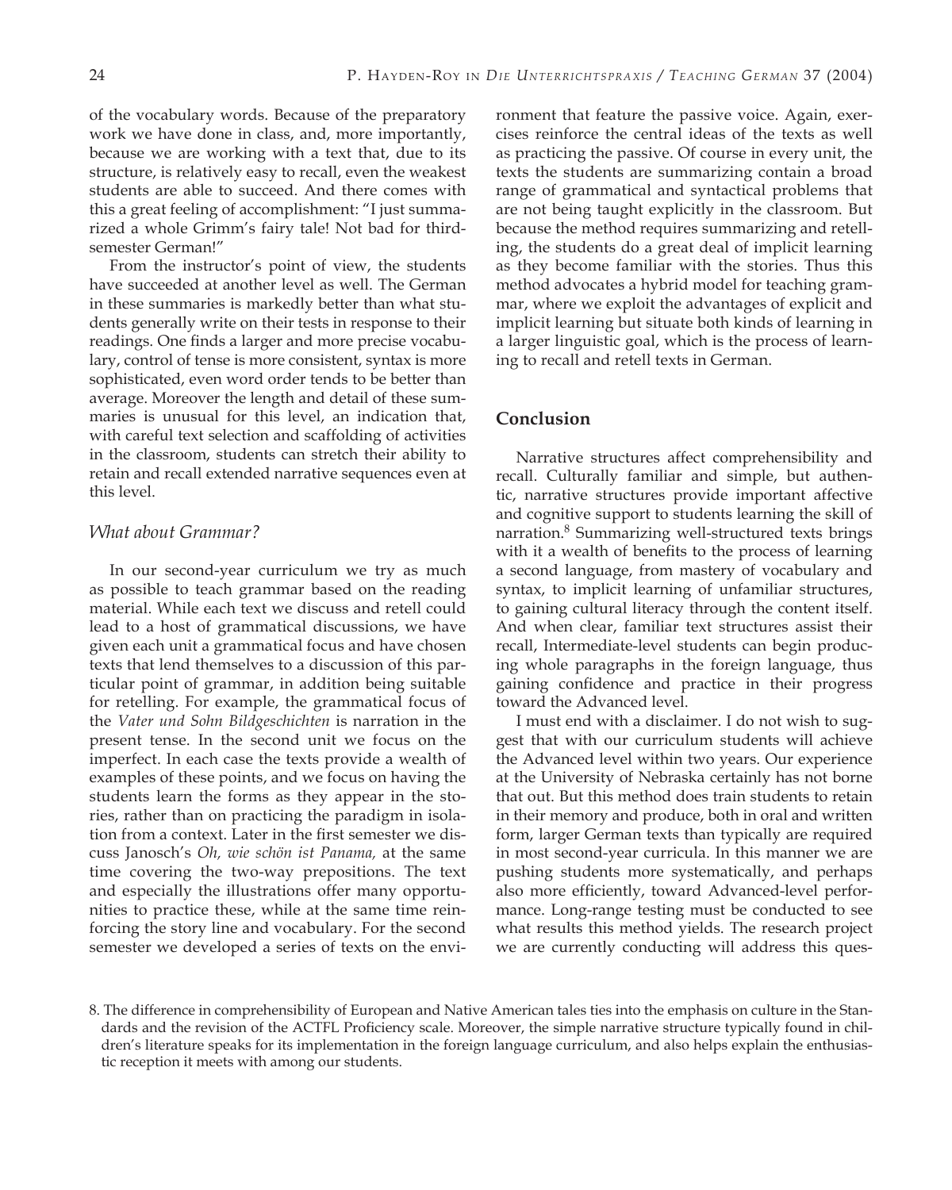of the vocabulary words. Because of the preparatory work we have done in class, and, more importantly, because we are working with a text that, due to its structure, is relatively easy to recall, even the weakest students are able to succeed. And there comes with this a great feeling of accomplishment: "I just summarized a whole Grimm's fairy tale! Not bad for third-semester German!"

From the instructor's point of view, the students have succeeded at another level as well. The German in these summaries is markedly better than what students generally write on their tests in response to their readings. One finds a larger and more precise vocabulary, control of tense is more consistent, syntax is more sophisticated, even word order tends to be better than average. Moreover the length and detail of these summaries is unusual for this level, an indication that, with careful text selection and scaffolding of activities in the classroom, students can stretch their ability to retain and recall extended narrative sequences even at this level.

### *What about Grammar?*

In our second-year curriculum we try as much as possible to teach grammar based on the reading material. While each text we discuss and retell could lead to a host of grammatical discussions, we have given each unit a grammatical focus and have chosen texts that lend themselves to a discussion of this particular point of grammar, in addition being suitable for retelling. For example, the grammatical focus of the *Vater und Sohn Bildgeschichten* is narration in the present tense. In the second unit we focus on the imperfect. In each case the texts provide a wealth of examples of these points, and we focus on having the students learn the forms as they appear in the stories, rather than on practicing the paradigm in isolation from a context. Later in the first semester we discuss Janosch's *Oh, wie schön ist Panama,* at the same time covering the two-way prepositions. The text and especially the illustrations offer many opportunities to practice these, while at the same time reinforcing the story line and vocabulary. For the second semester we developed a series of texts on the environment that feature the passive voice. Again, exercises reinforce the central ideas of the texts as well as practicing the passive. Of course in every unit, the texts the students are summarizing contain a broad range of grammatical and syntactical problems that are not being taught explicitly in the classroom. But because the method requires summarizing and retelling, the students do a great deal of implicit learning as they become familiar with the stories. Thus this method advocates a hybrid model for teaching grammar, where we exploit the advantages of explicit and implicit learning but situate both kinds of learning in a larger linguistic goal, which is the process of learning to recall and retell texts in German.

## Conclusion

Narrative structures affect comprehensibility and recall. Culturally familiar and simple, but authentic, narrative structures provide important affective and cognitive support to students learning the skill of narration.[8] Summarizing well-structured texts brings with it a wealth of benefits to the process of learning a second language, from mastery of vocabulary and syntax, to implicit learning of unfamiliar structures, to gaining cultural literacy through the content itself. And when clear, familiar text structures assist their recall, Intermediate-level students can begin producing whole paragraphs in the foreign language, thus gaining confidence and practice in their progress toward the Advanced level.

I must end with a disclaimer. I do not wish to suggest that with our curriculum students will achieve the Advanced level within two years. Our experience at the University of Nebraska certainly has not borne that out. But this method does train students to retain in their memory and produce, both in oral and written form, larger German texts than typically are required in most second-year curricula. In this manner we are pushing students more systematically, and perhaps also more efficiently, toward Advanced-level performance. Long-range testing must be conducted to see what results this method yields. The research project we are currently conducting will address this ques-

8. The difference in comprehensibility of European and Native American tales ties into the emphasis on culture in the Standards and the revision of the ACTFL Proficiency scale. Moreover, the simple narrative structure typically found in children's literature speaks for its implementation in the foreign language curriculum, and also helps explain the enthusiastic reception it meets with among our students.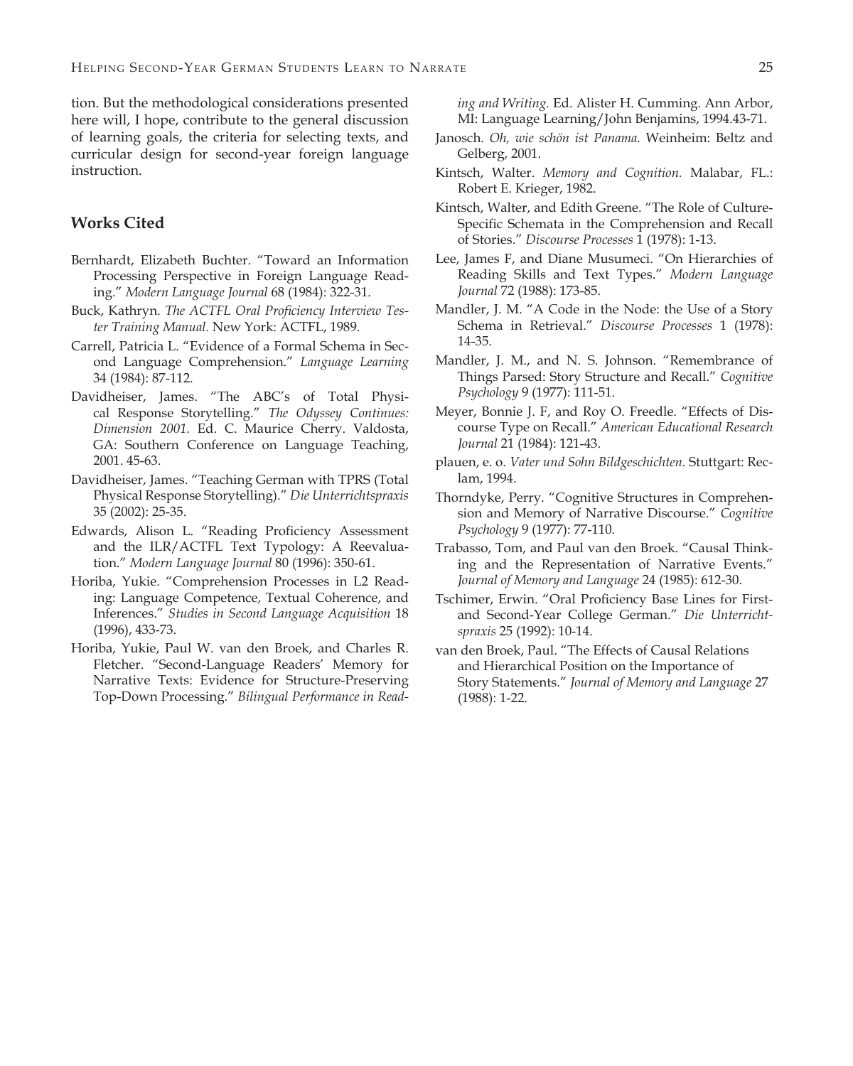tion. But the methodological considerations presented here will, I hope, contribute to the general discussion of learning goals, the criteria for selecting texts, and curricular design for second-year foreign language instruction.

## Works Cited

Bernhardt, Elizabeth Buchter. "Toward an Information Processing Perspective in Foreign Language Reading." *Modern Language Journal* 68 (1984): 322-31.

Buck, Kathryn. *The ACTFL Oral Proficiency Interview Tester Training Manual.* New York: ACTFL, 1989.

Carrell, Patricia L. "Evidence of a Formal Schema in Second Language Comprehension." *Language Learning* 34 (1984): 87-112.

Davidheiser, James. "The ABC's of Total Physical Response Storytelling." *The Odyssey Continues: Dimension 2001.* Ed. C. Maurice Cherry. Valdosta, GA: Southern Conference on Language Teaching, 2001. 45-63.

Davidheiser, James. "Teaching German with TPRS (Total Physical Response Storytelling)." *Die Unterrichtspraxis* 35 (2002): 25-35.

Edwards, Alison L. "Reading Proficiency Assessment and the ILR/ACTFL Text Typology: A Reevaluation." *Modern Language Journal* 80 (1996): 350-61.

Horiba, Yukie. "Comprehension Processes in L2 Reading: Language Competence, Textual Coherence, and Inferences." *Studies in Second Language Acquisition* 18 (1996), 433-73.

Horiba, Yukie, Paul W. van den Broek, and Charles R. Fletcher. "Second-Language Readers' Memory for Narrative Texts: Evidence for Structure-Preserving Top-Down Processing." *Bilingual Performance in Reading and Writing.* Ed. Alister H. Cumming. Ann Arbor, MI: Language Learning/John Benjamins, 1994.43-71.

Janosch. *Oh, wie schön ist Panama.* Weinheim: Beltz and Gelberg, 2001.

Kintsch, Walter. *Memory and Cognition.* Malabar, FL.: Robert E. Krieger, 1982.

Kintsch, Walter, and Edith Greene. "The Role of Culture-Specific Schemata in the Comprehension and Recall of Stories." *Discourse Processes* 1 (1978): 1-13.

Lee, James F, and Diane Musumeci. "On Hierarchies of Reading Skills and Text Types." *Modern Language Journal* 72 (1988): 173-85.

Mandler, J. M. "A Code in the Node: the Use of a Story Schema in Retrieval." *Discourse Processes* 1 (1978): 14-35.

Mandler, J. M., and N. S. Johnson. "Remembrance of Things Parsed: Story Structure and Recall." *Cognitive Psychology* 9 (1977): 111-51.

Meyer, Bonnie J. F, and Roy O. Freedle. "Effects of Discourse Type on Recall." *American Educational Research Journal* 21 (1984): 121-43.

plauen, e. o. *Vater und Sohn Bildgeschichten.* Stuttgart: Reclam, 1994.

Thorndyke, Perry. "Cognitive Structures in Comprehension and Memory of Narrative Discourse." *Cognitive Psychology* 9 (1977): 77-110.

Trabasso, Tom, and Paul van den Broek. "Causal Thinking and the Representation of Narrative Events." *Journal of Memory and Language* 24 (1985): 612-30.

Tschimer, Erwin. "Oral Proficiency Base Lines for First- and Second-Year College German." *Die Unterrichtspraxis* 25 (1992): 10-14.

van den Broek, Paul. "The Effects of Causal Relations and Hierarchical Position on the Importance of Story Statements." *Journal of Memory and Language* 27 (1988): 1-22.